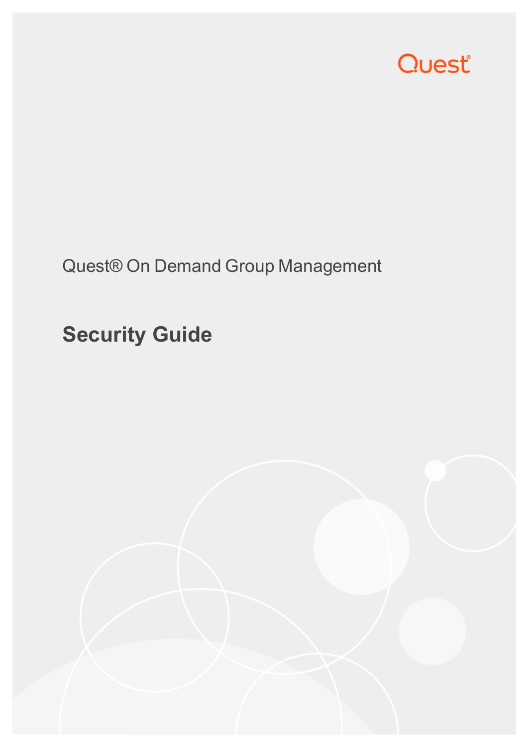Quest

Quest® On Demand Group Management

# Security Guide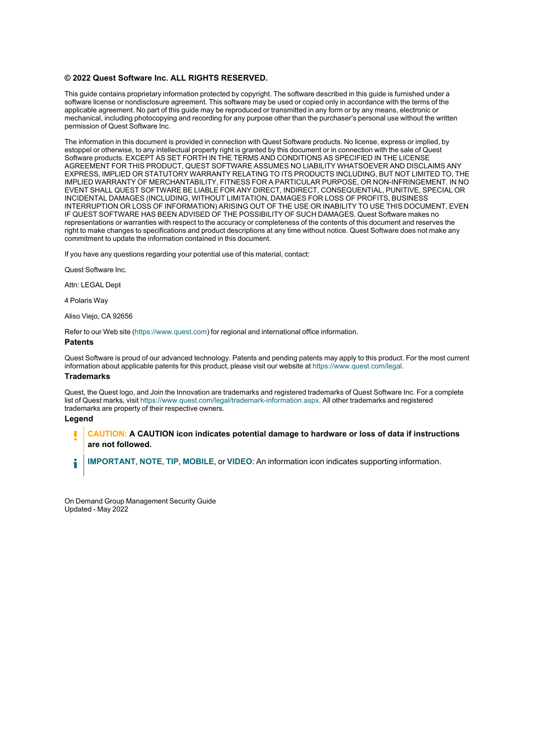**© 2022 Quest Software Inc. ALL RIGHTS RESERVED.**

This guide contains proprietary information protected by copyright. The software described in this guide is furnished under a software license or nondisclosure agreement. This software may be used or copied only in accordance with the terms of the applicable agreement. No part of this guide may be reproduced or transmitted in any form or by any means, electronic or mechanical, including photocopying and recording for any purpose other than the purchaser's personal use without the written permission of Quest Software Inc.

The information in this document is provided in connection with Quest Software products. No license, express or implied, by estoppel or otherwise, to any intellectual property right is granted by this document or in connection with the sale of Quest Software products. EXCEPT AS SET FORTH IN THE TERMS AND CONDITIONS AS SPECIFIED IN THE LICENSE AGREEMENT FOR THIS PRODUCT, QUEST SOFTWARE ASSUMES NO LIABILITY WHATSOEVER AND DISCLAIMS ANY EXPRESS, IMPLIED OR STATUTORY WARRANTY RELATING TO ITS PRODUCTS INCLUDING, BUT NOT LIMITED TO, THE IMPLIED WARRANTY OF MERCHANTABILITY, FITNESS FOR A PARTICULAR PURPOSE, OR NON-INFRINGEMENT. IN NO EVENT SHALL QUEST SOFTWARE BE LIABLE FOR ANY DIRECT, INDIRECT, CONSEQUENTIAL, PUNITIVE, SPECIAL OR INCIDENTAL DAMAGES (INCLUDING, WITHOUT LIMITATION, DAMAGES FOR LOSS OF PROFITS, BUSINESS INTERRUPTION OR LOSS OF INFORMATION) ARISING OUT OF THE USE OR INABILITY TO USE THIS DOCUMENT, EVEN IF QUEST SOFTWARE HAS BEEN ADVISED OF THE POSSIBILITY OF SUCH DAMAGES. Quest Software makes no representations or warranties with respect to the accuracy or completeness of the contents of this document and reserves the right to make changes to specifications and product descriptions at any time without notice. Quest Software does not make any commitment to update the information contained in this document.

If you have any questions regarding your potential use of this material, contact:

Quest Software Inc.

Attn: LEGAL Dept

4 Polaris Way

Aliso Viejo, CA 92656

Refer to our Web site (https://www.quest.com) for regional and international office information.

### Patents

Quest Software is proud of our advanced technology. Patents and pending patents may apply to this product. For the most current information about applicable patents for this product, please visit our website at https://www.quest.com/legal.

### Trademarks

Quest, the Quest logo, and Join the Innovation are trademarks and registered trademarks of Quest Software Inc. For a complete list of Quest marks, visit https://www.quest.com/legal/trademark-information.aspx. All other trademarks and registered trademarks are property of their respective owners.

### Legend

**CAUTION: A CAUTION icon indicates potential damage to hardware or loss of data if instructions are not followed.**

**IMPORTANT**, **NOTE**, **TIP**, **MOBILE**, or **VIDEO**: An information icon indicates supporting information.

On Demand Group Management Security Guide
Updated - May 2022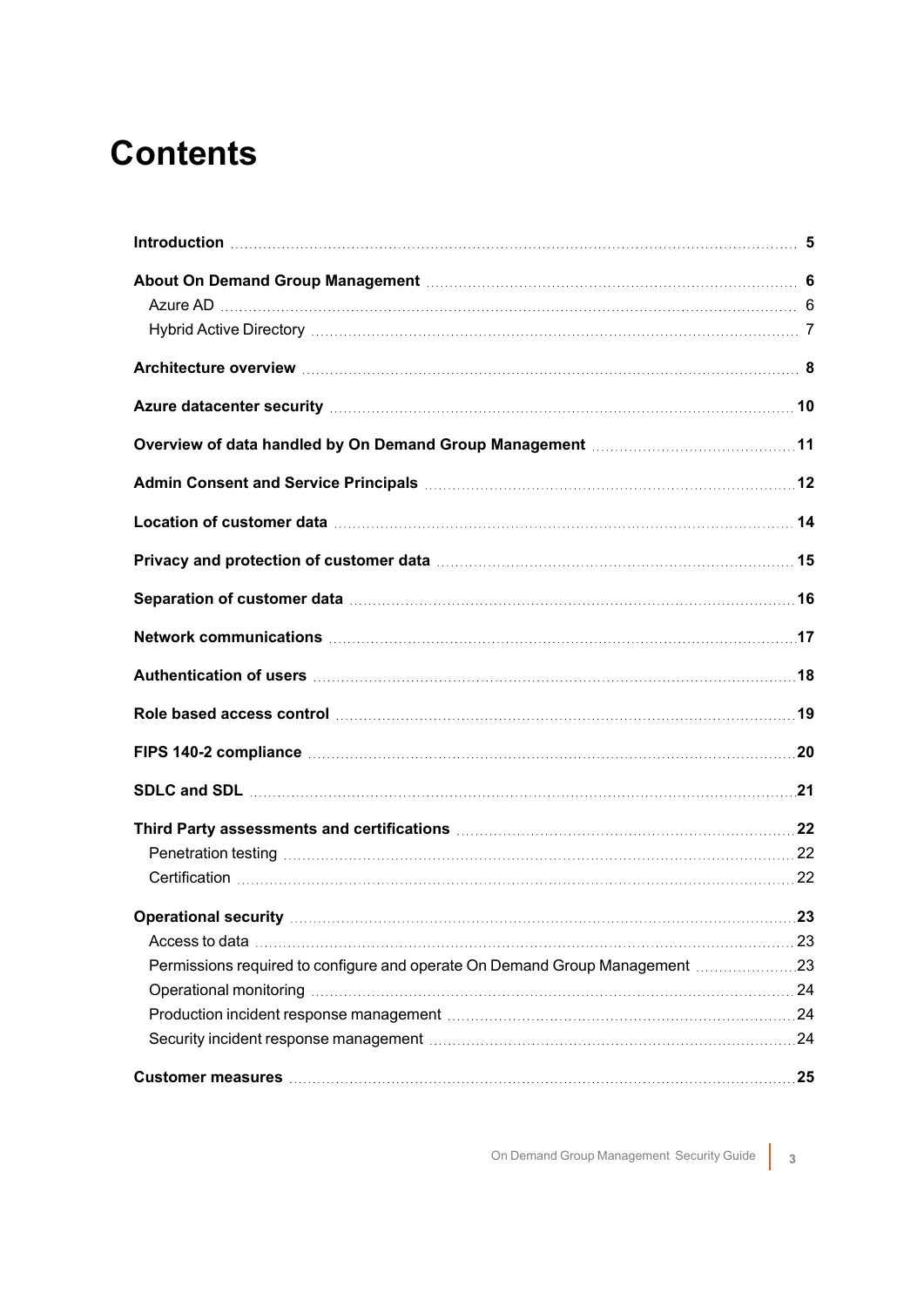# Contents

- **Introduction** — 5
- **About On Demand Group Management** — 6
  - Azure AD — 6
  - Hybrid Active Directory — 7
- **Architecture overview** — 8
- **Azure datacenter security** — 10
- **Overview of data handled by On Demand Group Management** — 11
- **Admin Consent and Service Principals** — 12
- **Location of customer data** — 14
- **Privacy and protection of customer data** — 15
- **Separation of customer data** — 16
- **Network communications** — 17
- **Authentication of users** — 18
- **Role based access control** — 19
- **FIPS 140-2 compliance** — 20
- **SDLC and SDL** — 21
- **Third Party assessments and certifications** — 22
  - Penetration testing — 22
  - Certification — 22
- **Operational security** — 23
  - Access to data — 23
  - Permissions required to configure and operate On Demand Group Management — 23
  - Operational monitoring — 24
  - Production incident response management — 24
  - Security incident response management — 24
- **Customer measures** — 25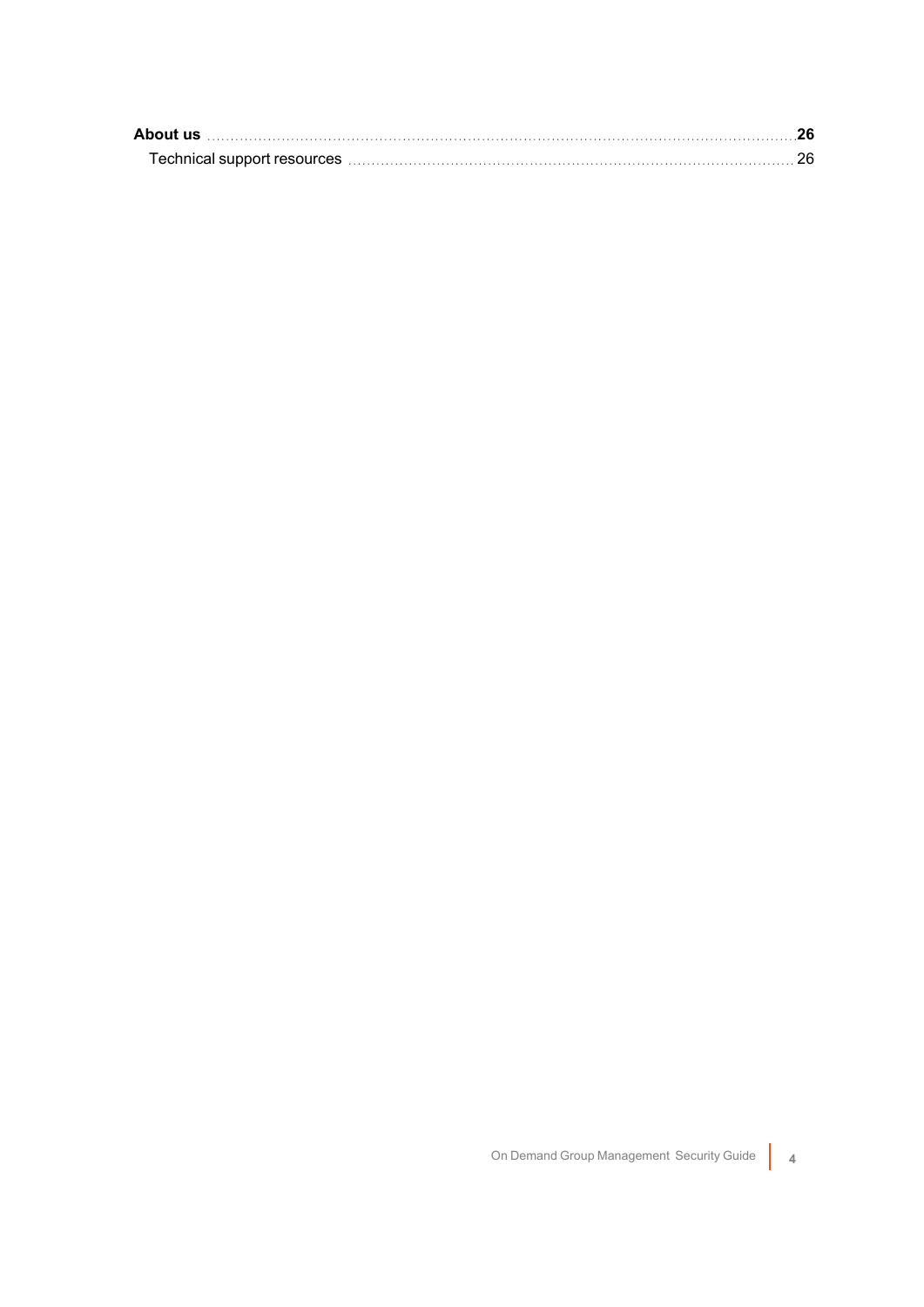**About us** .......... **26**

Technical support resources .......... 26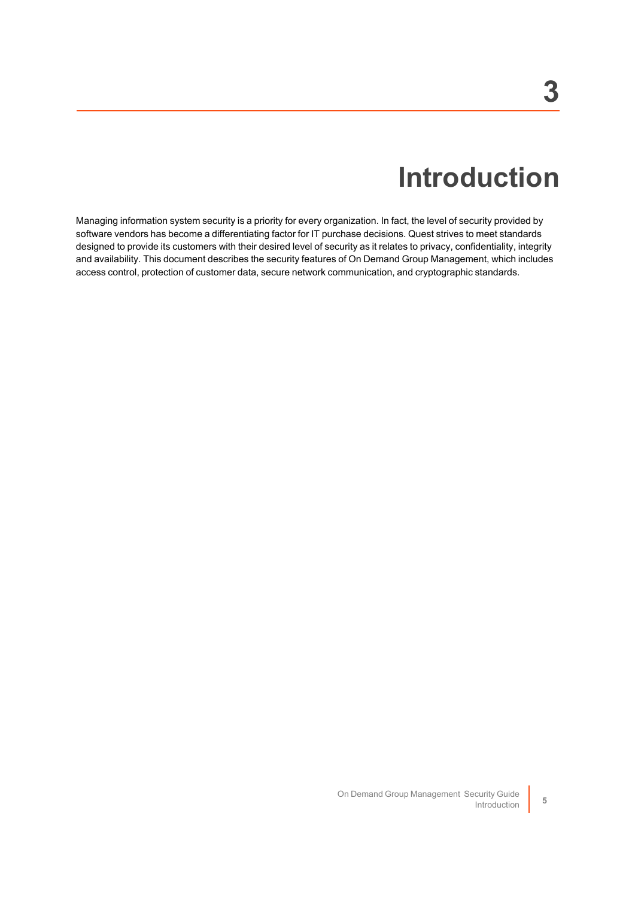# 3

# Introduction

Managing information system security is a priority for every organization. In fact, the level of security provided by software vendors has become a differentiating factor for IT purchase decisions. Quest strives to meet standards designed to provide its customers with their desired level of security as it relates to privacy, confidentiality, integrity and availability. This document describes the security features of On Demand Group Management, which includes access control, protection of customer data, secure network communication, and cryptographic standards.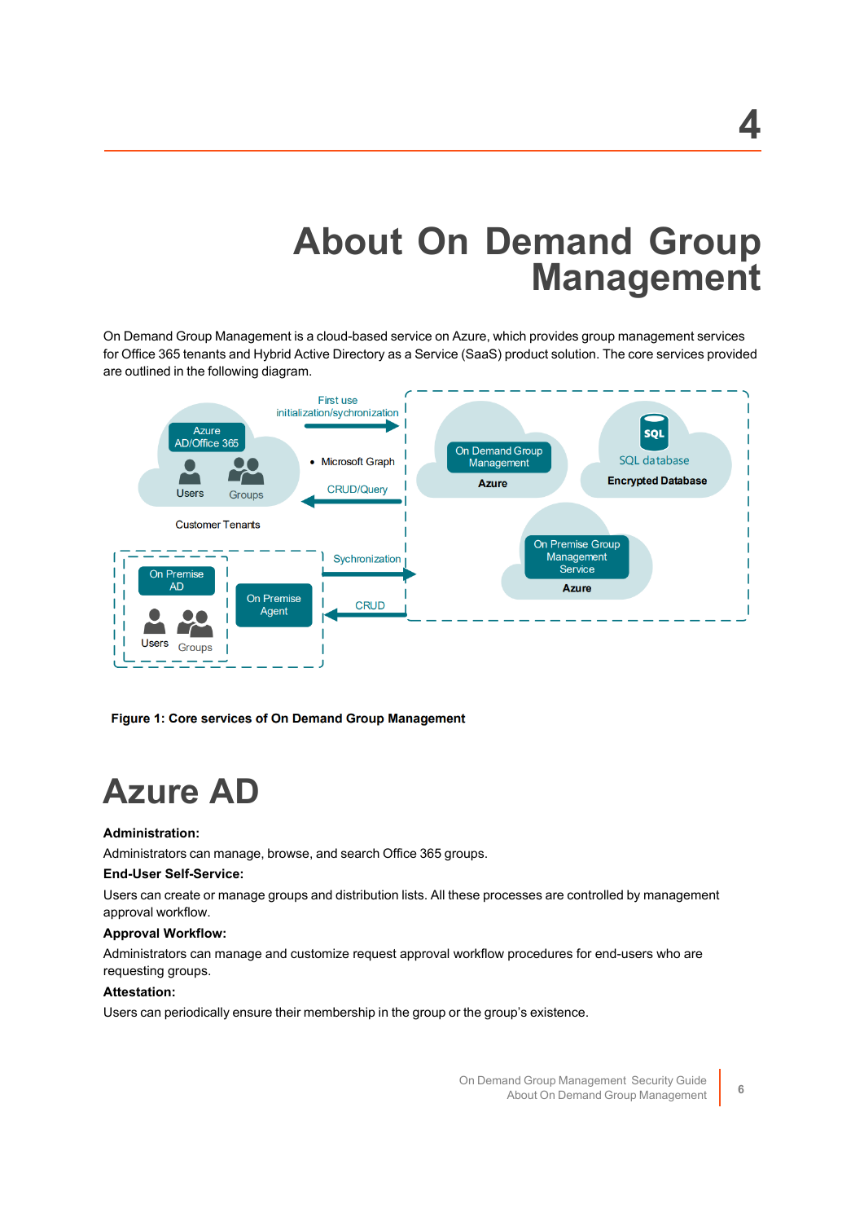# 4

# About On Demand Group Management

On Demand Group Management is a cloud-based service on Azure, which provides group management services for Office 365 tenants and Hybrid Active Directory as a Service (SaaS) product solution. The core services provided are outlined in the following diagram.

**Figure 1: Core services of On Demand Group Management**

## Azure AD

**Administration:**

Administrators can manage, browse, and search Office 365 groups.

**End-User Self-Service:**

Users can create or manage groups and distribution lists. All these processes are controlled by management approval workflow.

**Approval Workflow:**

Administrators can manage and customize request approval workflow procedures for end-users who are requesting groups.

**Attestation:**

Users can periodically ensure their membership in the group or the group's existence.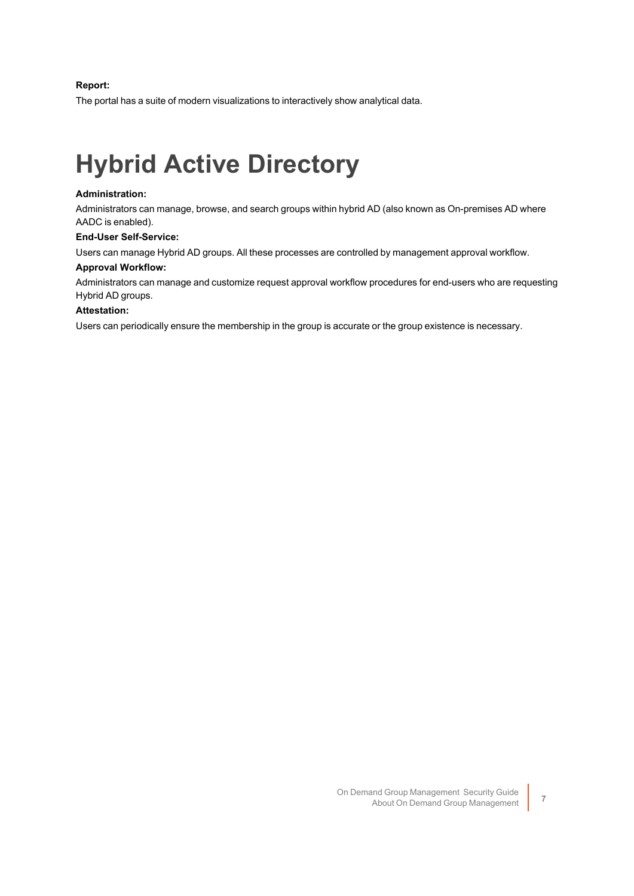**Report:**

The portal has a suite of modern visualizations to interactively show analytical data.

# Hybrid Active Directory

**Administration:**

Administrators can manage, browse, and search groups within hybrid AD (also known as On-premises AD where AADC is enabled).

**End-User Self-Service:**

Users can manage Hybrid AD groups. All these processes are controlled by management approval workflow.

**Approval Workflow:**

Administrators can manage and customize request approval workflow procedures for end-users who are requesting Hybrid AD groups.

**Attestation:**

Users can periodically ensure the membership in the group is accurate or the group existence is necessary.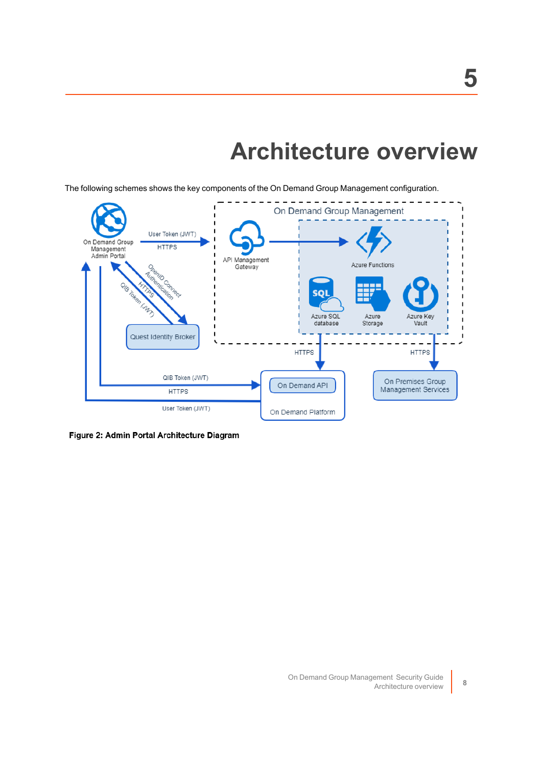# 5

# Architecture overview

The following schemes shows the key components of the On Demand Group Management configuration.

Figure 2: Admin Portal Architecture Diagram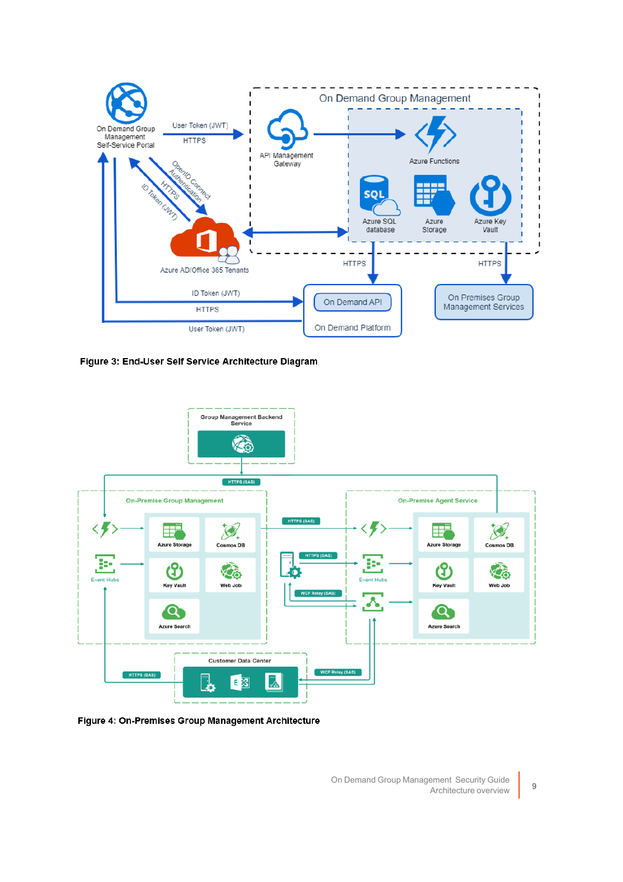**Figure 3: End-User Self Service Architecture Diagram**

**Figure 4: On-Premises Group Management Architecture**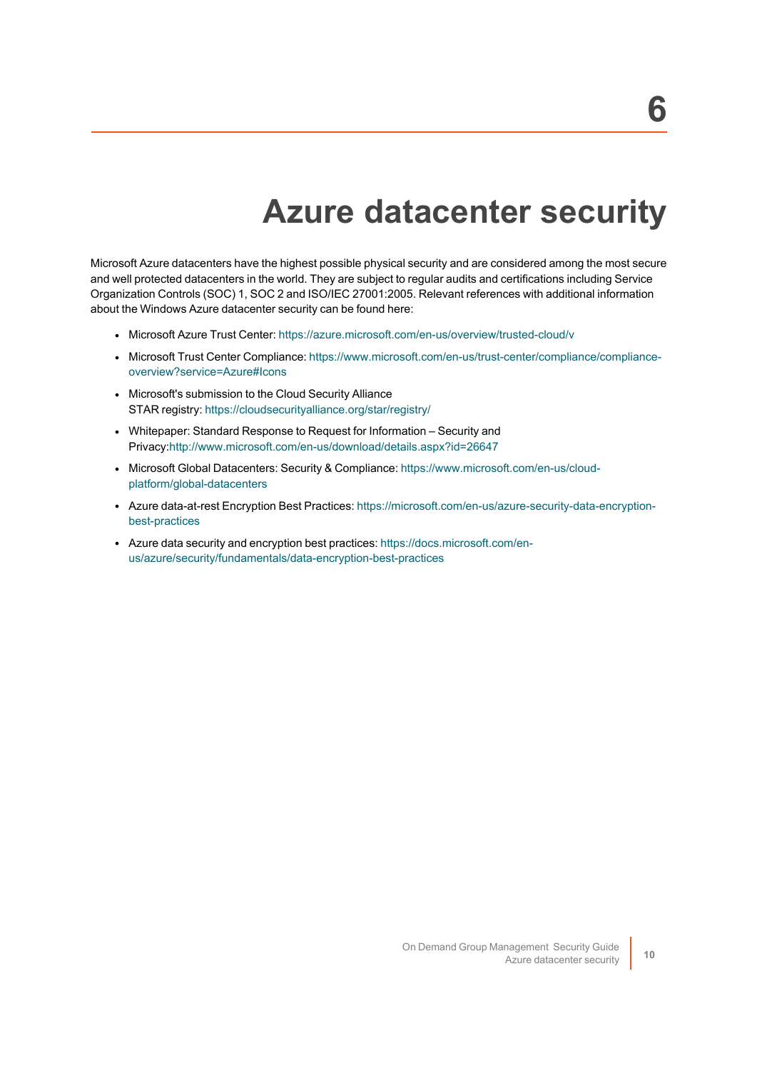# 6

# Azure datacenter security

Microsoft Azure datacenters have the highest possible physical security and are considered among the most secure and well protected datacenters in the world. They are subject to regular audits and certifications including Service Organization Controls (SOC) 1, SOC 2 and ISO/IEC 27001:2005. Relevant references with additional information about the Windows Azure datacenter security can be found here:

- Microsoft Azure Trust Center: https://azure.microsoft.com/en-us/overview/trusted-cloud/v
- Microsoft Trust Center Compliance: https://www.microsoft.com/en-us/trust-center/compliance/compliance-overview?service=Azure#Icons
- Microsoft's submission to the Cloud Security Alliance STAR registry: https://cloudsecurityalliance.org/star/registry/
- Whitepaper: Standard Response to Request for Information – Security and Privacy:http://www.microsoft.com/en-us/download/details.aspx?id=26647
- Microsoft Global Datacenters: Security & Compliance: https://www.microsoft.com/en-us/cloud-platform/global-datacenters
- Azure data-at-rest Encryption Best Practices: https://microsoft.com/en-us/azure-security-data-encryption-best-practices
- Azure data security and encryption best practices: https://docs.microsoft.com/en-us/azure/security/fundamentals/data-encryption-best-practices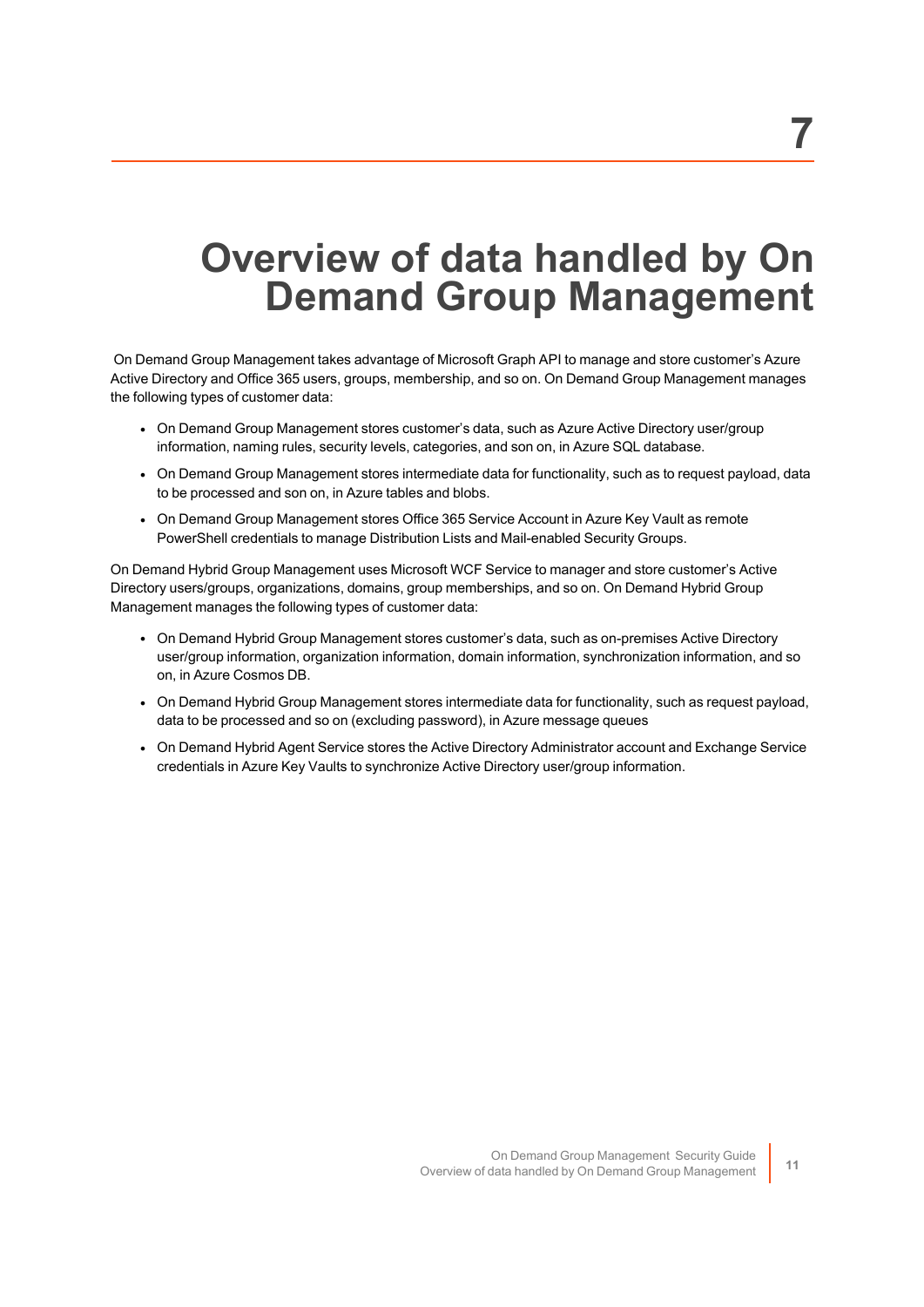# 7

# Overview of data handled by On Demand Group Management

On Demand Group Management takes advantage of Microsoft Graph API to manage and store customer's Azure Active Directory and Office 365 users, groups, membership, and so on. On Demand Group Management manages the following types of customer data:

- On Demand Group Management stores customer's data, such as Azure Active Directory user/group information, naming rules, security levels, categories, and son on, in Azure SQL database.
- On Demand Group Management stores intermediate data for functionality, such as to request payload, data to be processed and son on, in Azure tables and blobs.
- On Demand Group Management stores Office 365 Service Account in Azure Key Vault as remote PowerShell credentials to manage Distribution Lists and Mail-enabled Security Groups.

On Demand Hybrid Group Management uses Microsoft WCF Service to manager and store customer's Active Directory users/groups, organizations, domains, group memberships, and so on. On Demand Hybrid Group Management manages the following types of customer data:

- On Demand Hybrid Group Management stores customer's data, such as on-premises Active Directory user/group information, organization information, domain information, synchronization information, and so on, in Azure Cosmos DB.
- On Demand Hybrid Group Management stores intermediate data for functionality, such as request payload, data to be processed and so on (excluding password), in Azure message queues
- On Demand Hybrid Agent Service stores the Active Directory Administrator account and Exchange Service credentials in Azure Key Vaults to synchronize Active Directory user/group information.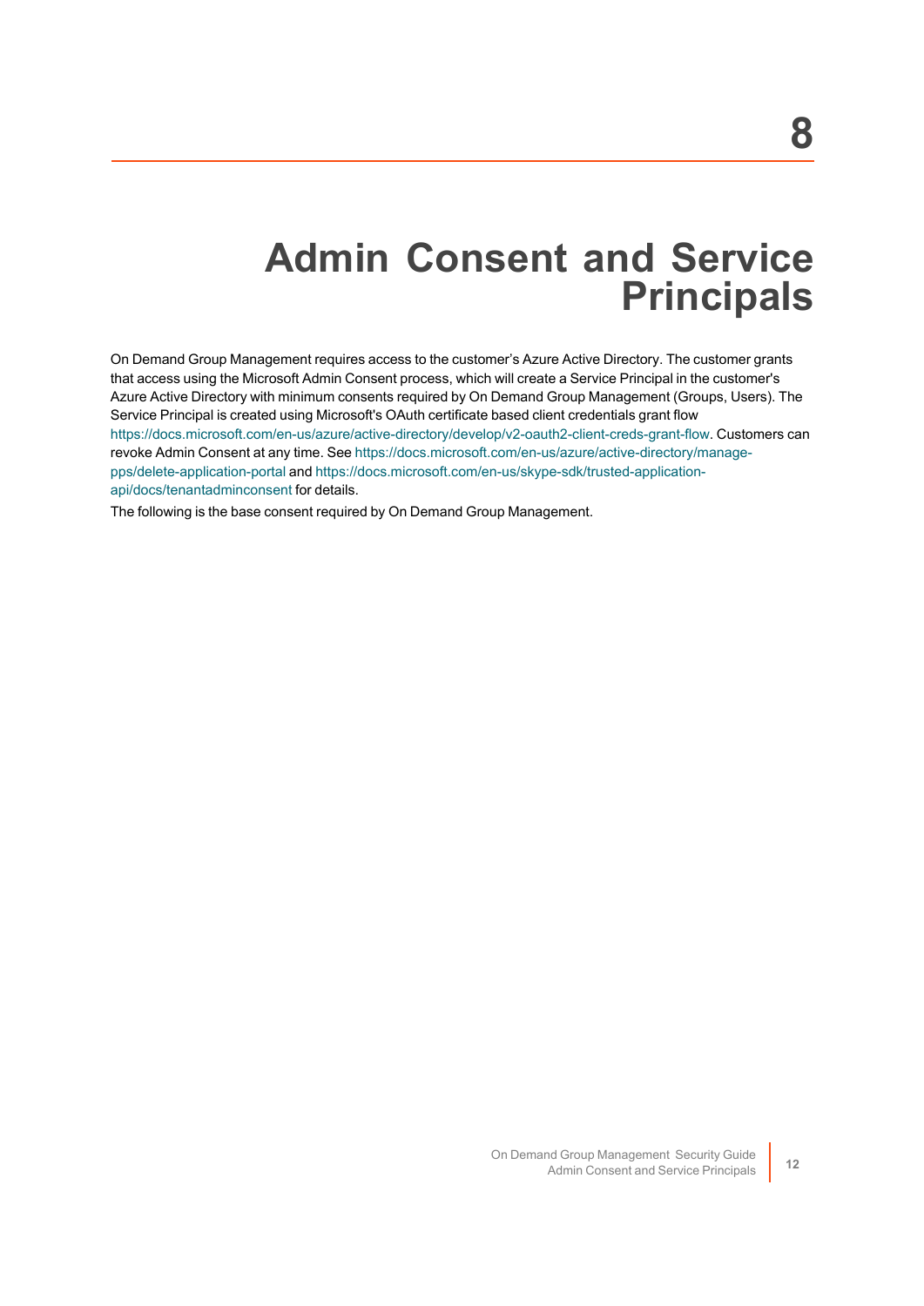# 8

# Admin Consent and Service Principals

On Demand Group Management requires access to the customer's Azure Active Directory. The customer grants that access using the Microsoft Admin Consent process, which will create a Service Principal in the customer's Azure Active Directory with minimum consents required by On Demand Group Management (Groups, Users). The Service Principal is created using Microsoft's OAuth certificate based client credentials grant flow https://docs.microsoft.com/en-us/azure/active-directory/develop/v2-oauth2-client-creds-grant-flow. Customers can revoke Admin Consent at any time. See https://docs.microsoft.com/en-us/azure/active-directory/manage-pps/delete-application-portal and https://docs.microsoft.com/en-us/skype-sdk/trusted-application-api/docs/tenantadminconsent for details.

The following is the base consent required by On Demand Group Management.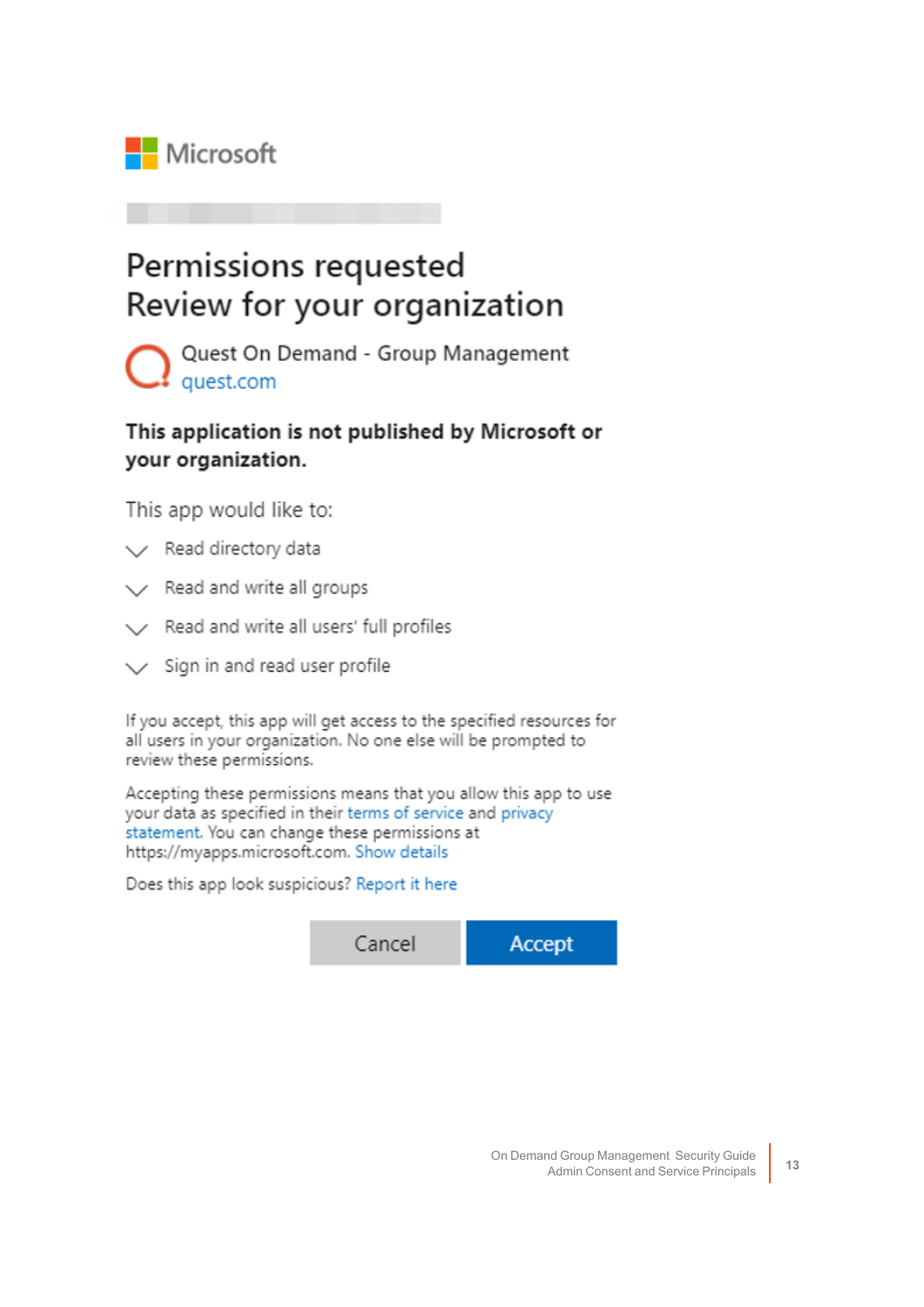Microsoft

# Permissions requested
# Review for your organization

Quest On Demand - Group Management
quest.com

**This application is not published by Microsoft or your organization.**

This app would like to:

- Read directory data
- Read and write all groups
- Read and write all users' full profiles
- Sign in and read user profile

If you accept, this app will get access to the specified resources for all users in your organization. No one else will be prompted to review these permissions.

Accepting these permissions means that you allow this app to use your data as specified in their terms of service and privacy statement. You can change these permissions at https://myapps.microsoft.com. Show details

Does this app look suspicious? Report it here

Cancel | Accept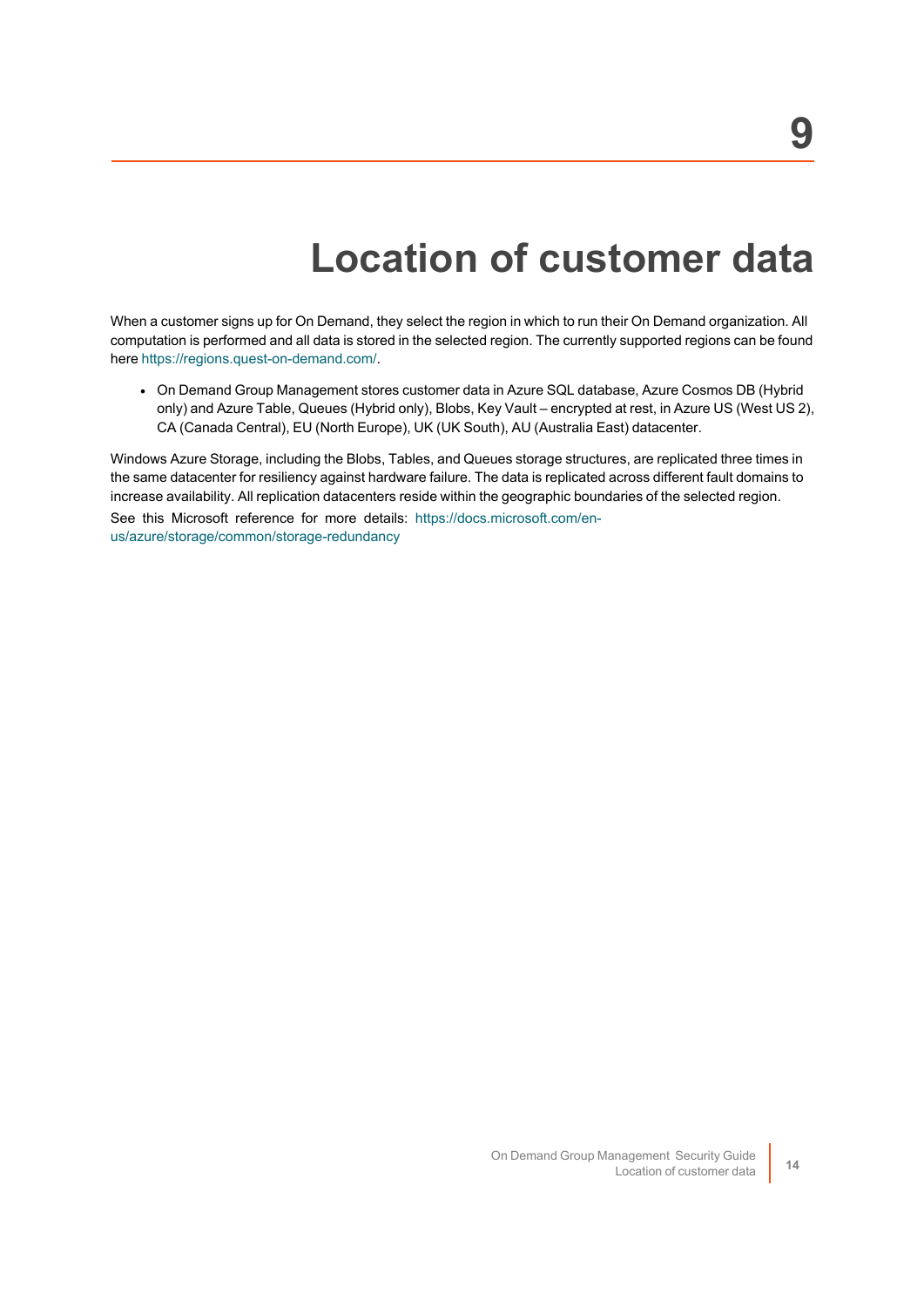# 9 Location of customer data

When a customer signs up for On Demand, they select the region in which to run their On Demand organization. All computation is performed and all data is stored in the selected region. The currently supported regions can be found here https://regions.quest-on-demand.com/.

- On Demand Group Management stores customer data in Azure SQL database, Azure Cosmos DB (Hybrid only) and Azure Table, Queues (Hybrid only), Blobs, Key Vault – encrypted at rest, in Azure US (West US 2), CA (Canada Central), EU (North Europe), UK (UK South), AU (Australia East) datacenter.

Windows Azure Storage, including the Blobs, Tables, and Queues storage structures, are replicated three times in the same datacenter for resiliency against hardware failure. The data is replicated across different fault domains to increase availability. All replication datacenters reside within the geographic boundaries of the selected region.

See this Microsoft reference for more details: https://docs.microsoft.com/en-us/azure/storage/common/storage-redundancy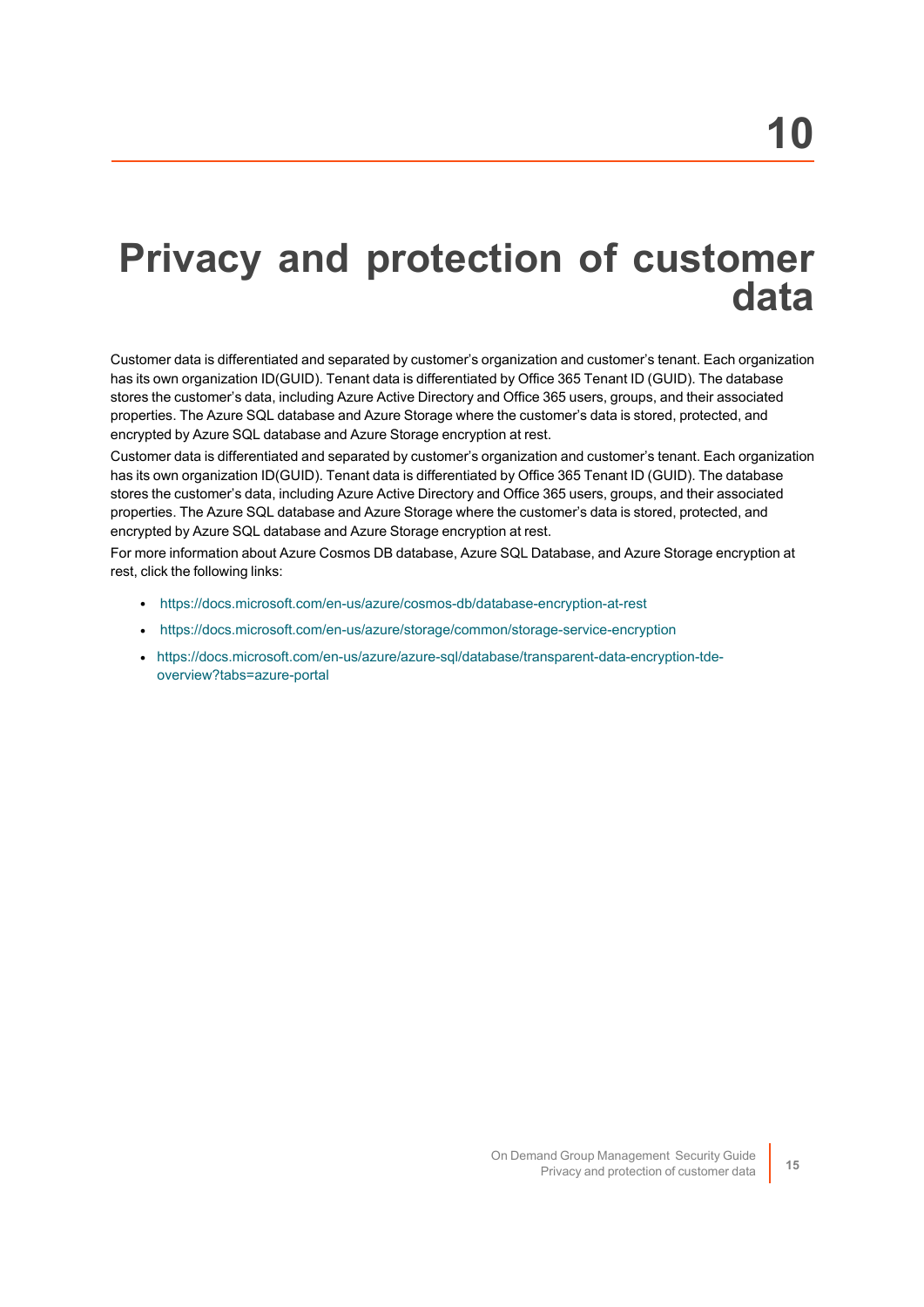# 10

# Privacy and protection of customer data

Customer data is differentiated and separated by customer's organization and customer's tenant. Each organization has its own organization ID(GUID). Tenant data is differentiated by Office 365 Tenant ID (GUID). The database stores the customer's data, including Azure Active Directory and Office 365 users, groups, and their associated properties. The Azure SQL database and Azure Storage where the customer's data is stored, protected, and encrypted by Azure SQL database and Azure Storage encryption at rest.

Customer data is differentiated and separated by customer's organization and customer's tenant. Each organization has its own organization ID(GUID). Tenant data is differentiated by Office 365 Tenant ID (GUID). The database stores the customer's data, including Azure Active Directory and Office 365 users, groups, and their associated properties. The Azure SQL database and Azure Storage where the customer's data is stored, protected, and encrypted by Azure SQL database and Azure Storage encryption at rest.

For more information about Azure Cosmos DB database, Azure SQL Database, and Azure Storage encryption at rest, click the following links:

- https://docs.microsoft.com/en-us/azure/cosmos-db/database-encryption-at-rest
- https://docs.microsoft.com/en-us/azure/storage/common/storage-service-encryption
- https://docs.microsoft.com/en-us/azure/azure-sql/database/transparent-data-encryption-tde-overview?tabs=azure-portal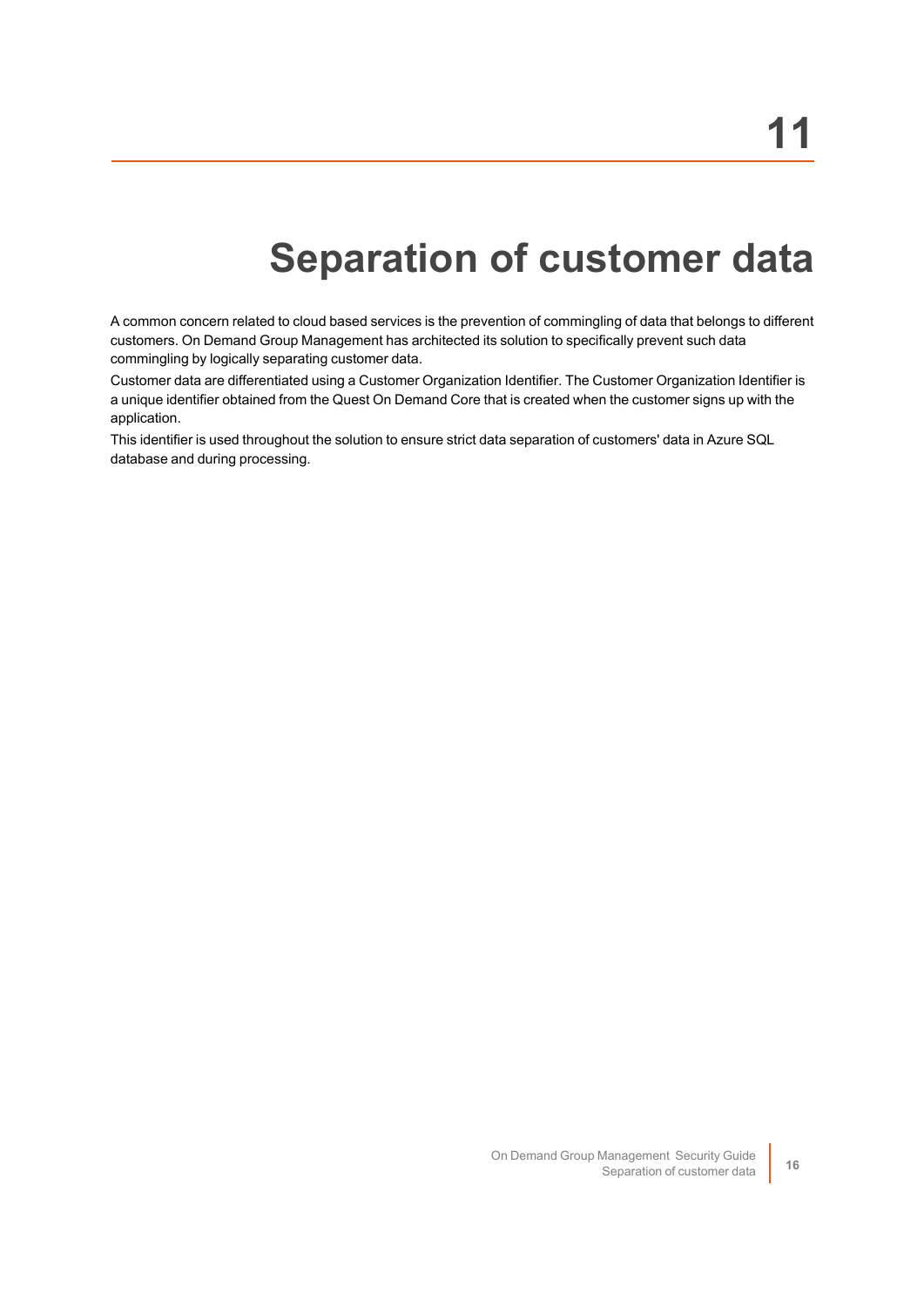# 11 Separation of customer data

A common concern related to cloud based services is the prevention of commingling of data that belongs to different customers. On Demand Group Management has architected its solution to specifically prevent such data commingling by logically separating customer data.

Customer data are differentiated using a Customer Organization Identifier. The Customer Organization Identifier is a unique identifier obtained from the Quest On Demand Core that is created when the customer signs up with the application.

This identifier is used throughout the solution to ensure strict data separation of customers' data in Azure SQL database and during processing.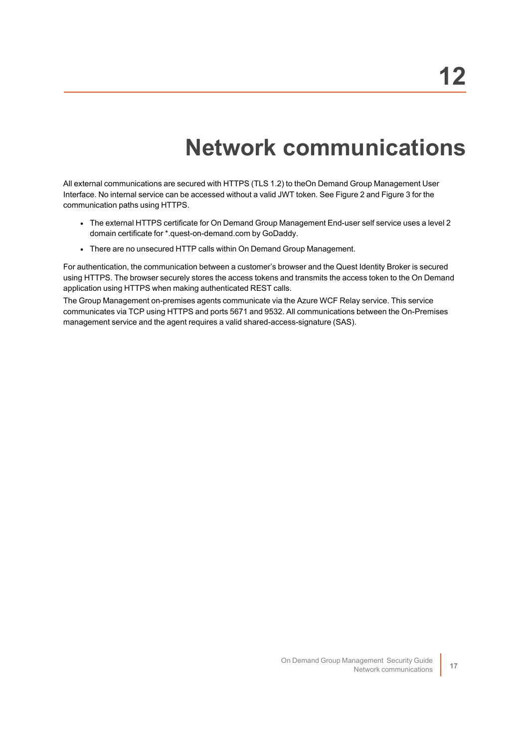# 12

# Network communications

All external communications are secured with HTTPS (TLS 1.2) to theOn Demand Group Management User Interface. No internal service can be accessed without a valid JWT token. See Figure 2 and Figure 3 for the communication paths using HTTPS.

- The external HTTPS certificate for On Demand Group Management End-user self service uses a level 2 domain certificate for *.quest-on-demand.com by GoDaddy.
- There are no unsecured HTTP calls within On Demand Group Management.

For authentication, the communication between a customer's browser and the Quest Identity Broker is secured using HTTPS. The browser securely stores the access tokens and transmits the access token to the On Demand application using HTTPS when making authenticated REST calls.

The Group Management on-premises agents communicate via the Azure WCF Relay service. This service communicates via TCP using HTTPS and ports 5671 and 9532. All communications between the On-Premises management service and the agent requires a valid shared-access-signature (SAS).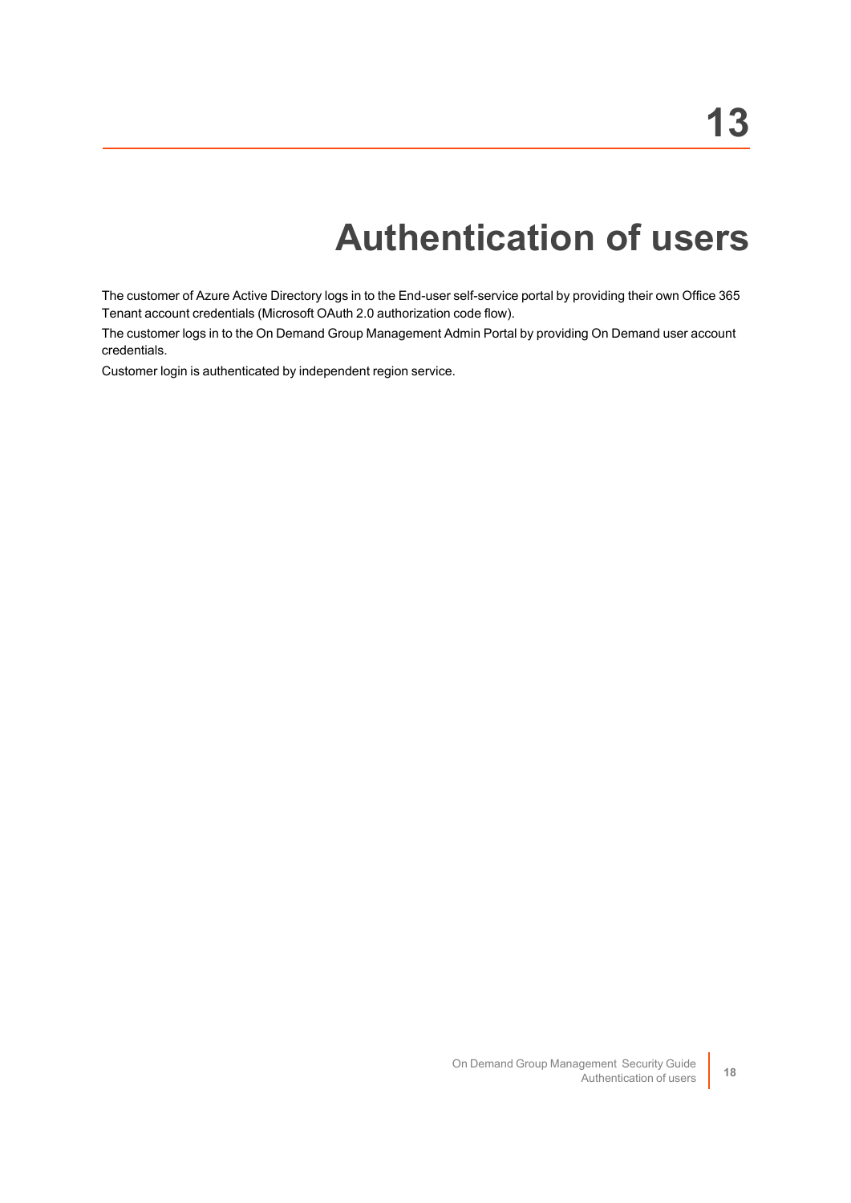# 13

# Authentication of users

The customer of Azure Active Directory logs in to the End-user self-service portal by providing their own Office 365 Tenant account credentials (Microsoft OAuth 2.0 authorization code flow).

The customer logs in to the On Demand Group Management Admin Portal by providing On Demand user account credentials.

Customer login is authenticated by independent region service.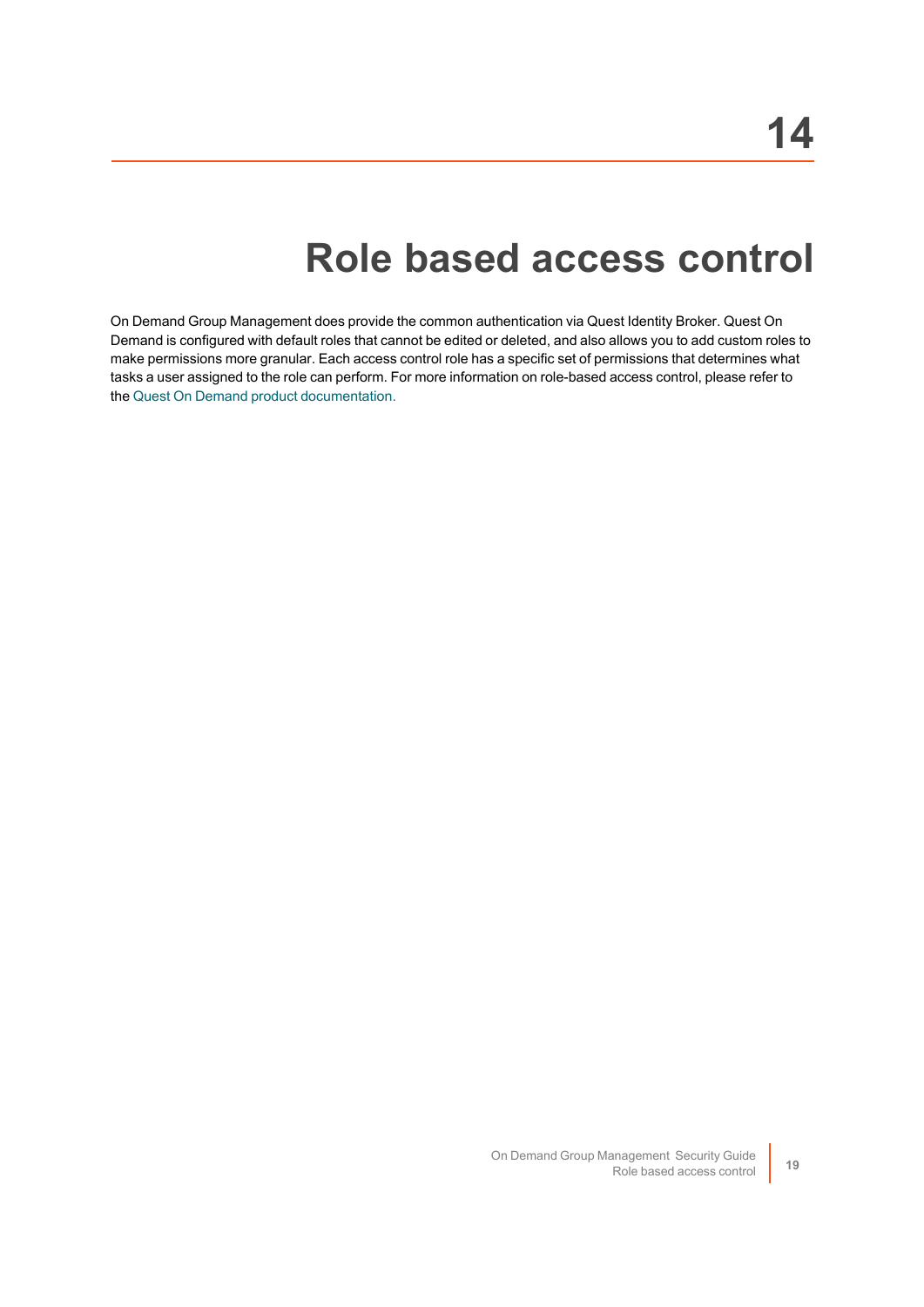# 14

# Role based access control

On Demand Group Management does provide the common authentication via Quest Identity Broker. Quest On Demand is configured with default roles that cannot be edited or deleted, and also allows you to add custom roles to make permissions more granular. Each access control role has a specific set of permissions that determines what tasks a user assigned to the role can perform. For more information on role-based access control, please refer to the Quest On Demand product documentation.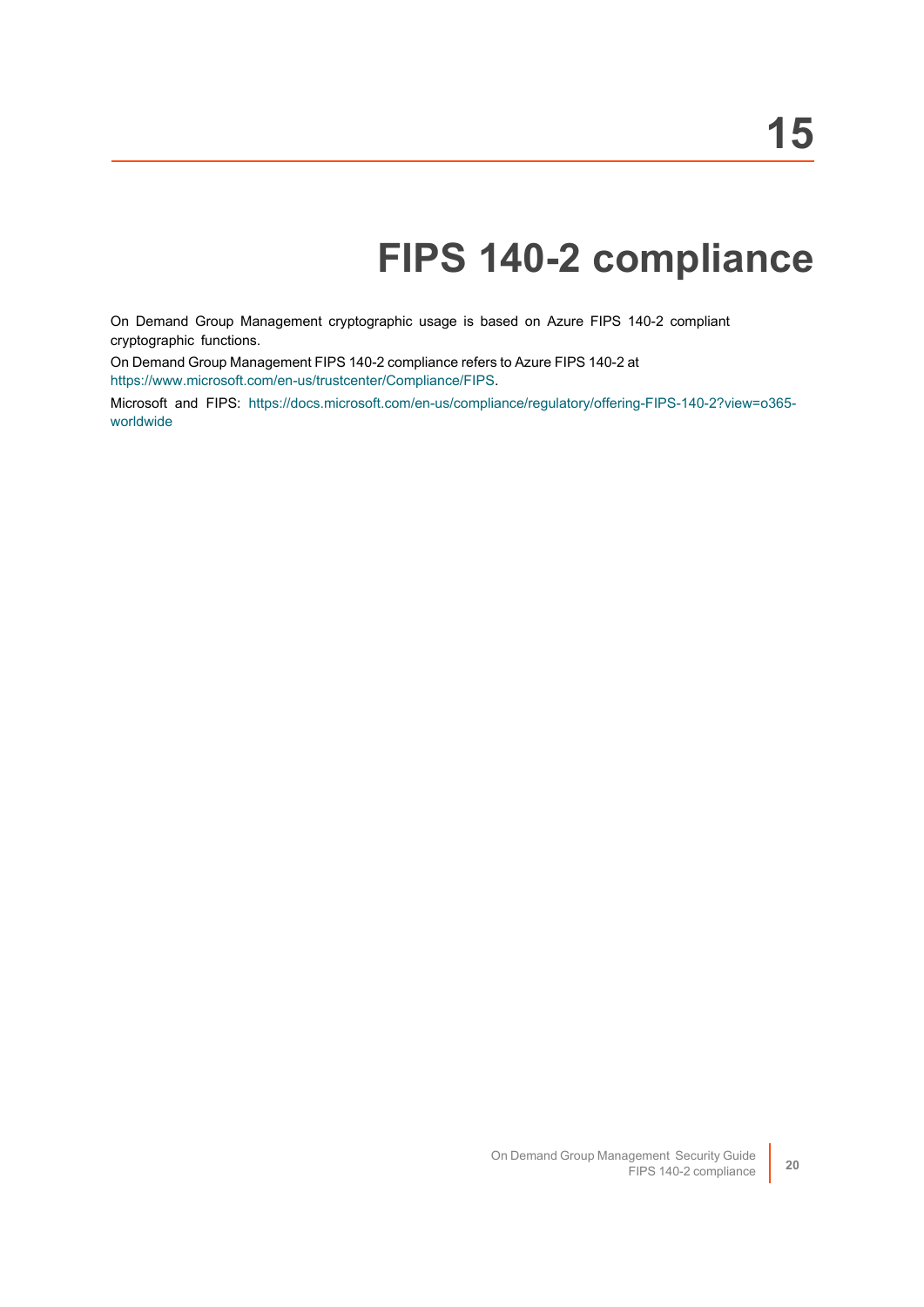# 15

# FIPS 140-2 compliance

On Demand Group Management cryptographic usage is based on Azure FIPS 140-2 compliant cryptographic functions.

On Demand Group Management FIPS 140-2 compliance refers to Azure FIPS 140-2 at https://www.microsoft.com/en-us/trustcenter/Compliance/FIPS.

Microsoft and FIPS: https://docs.microsoft.com/en-us/compliance/regulatory/offering-FIPS-140-2?view=o365-worldwide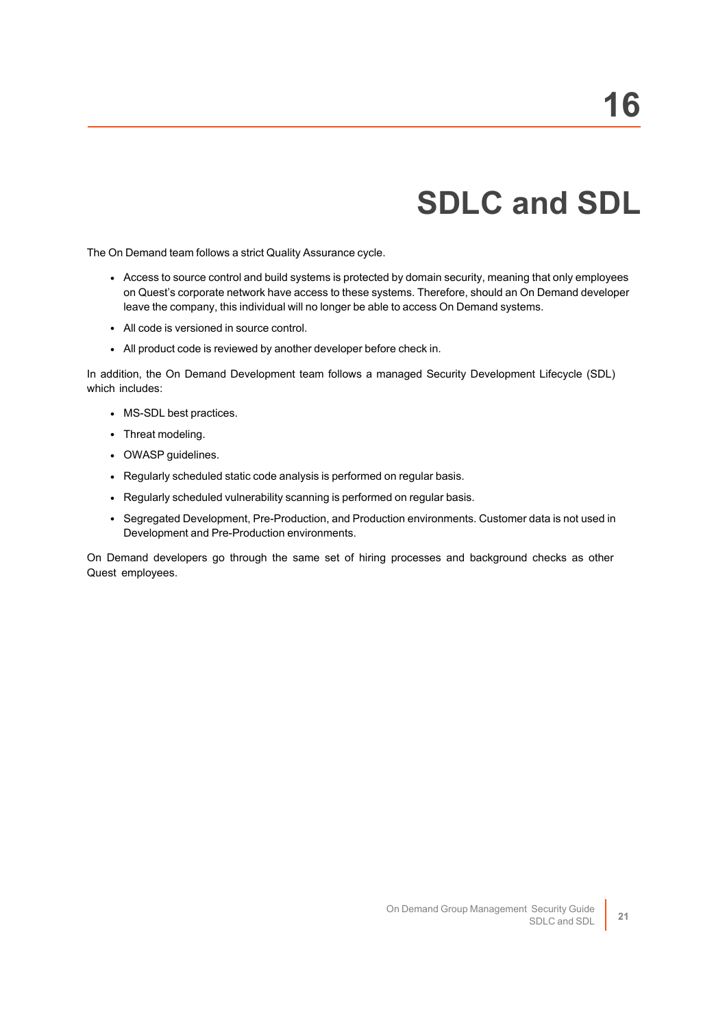# 16 SDLC and SDL

The On Demand team follows a strict Quality Assurance cycle.

- Access to source control and build systems is protected by domain security, meaning that only employees on Quest's corporate network have access to these systems. Therefore, should an On Demand developer leave the company, this individual will no longer be able to access On Demand systems.
- All code is versioned in source control.
- All product code is reviewed by another developer before check in.

In addition, the On Demand Development team follows a managed Security Development Lifecycle (SDL) which includes:

- MS-SDL best practices.
- Threat modeling.
- OWASP guidelines.
- Regularly scheduled static code analysis is performed on regular basis.
- Regularly scheduled vulnerability scanning is performed on regular basis.
- Segregated Development, Pre-Production, and Production environments. Customer data is not used in Development and Pre-Production environments.

On Demand developers go through the same set of hiring processes and background checks as other Quest employees.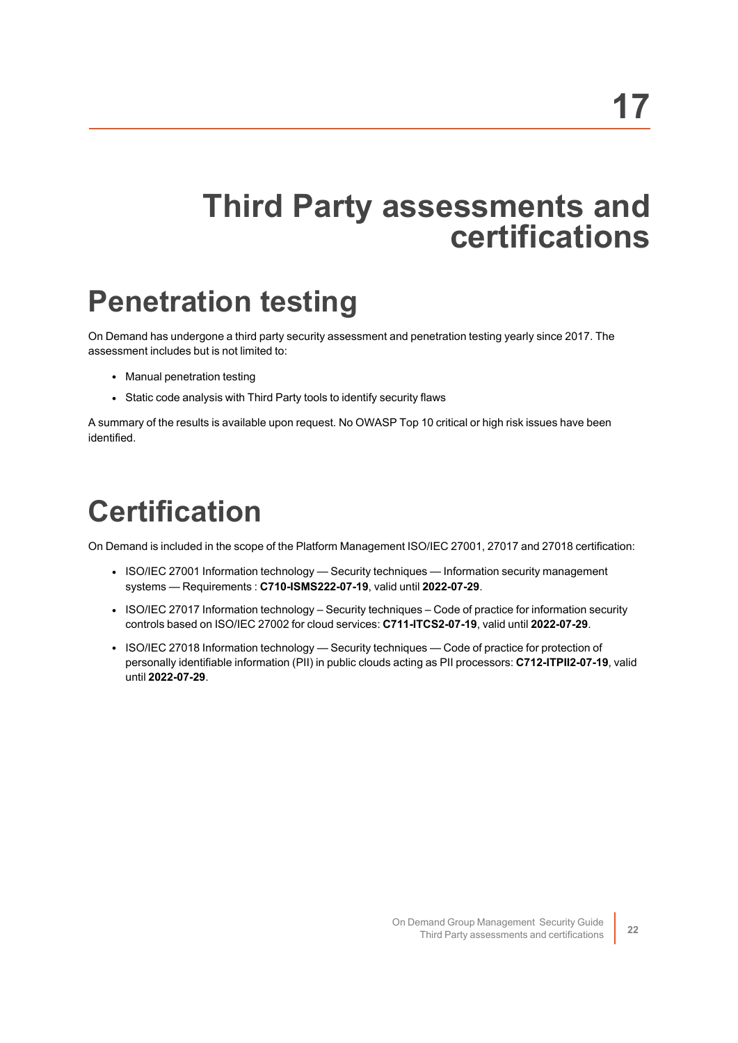# 17 Third Party assessments and certifications

## Penetration testing

On Demand has undergone a third party security assessment and penetration testing yearly since 2017. The assessment includes but is not limited to:

- Manual penetration testing
- Static code analysis with Third Party tools to identify security flaws

A summary of the results is available upon request. No OWASP Top 10 critical or high risk issues have been identified.

## Certification

On Demand is included in the scope of the Platform Management ISO/IEC 27001, 27017 and 27018 certification:

- ISO/IEC 27001 Information technology — Security techniques — Information security management systems — Requirements : **C710-ISMS222-07-19**, valid until **2022-07-29**.
- ISO/IEC 27017 Information technology – Security techniques – Code of practice for information security controls based on ISO/IEC 27002 for cloud services: **C711-ITCS2-07-19**, valid until **2022-07-29**.
- ISO/IEC 27018 Information technology — Security techniques — Code of practice for protection of personally identifiable information (PII) in public clouds acting as PII processors: **C712-ITPII2-07-19**, valid until **2022-07-29**.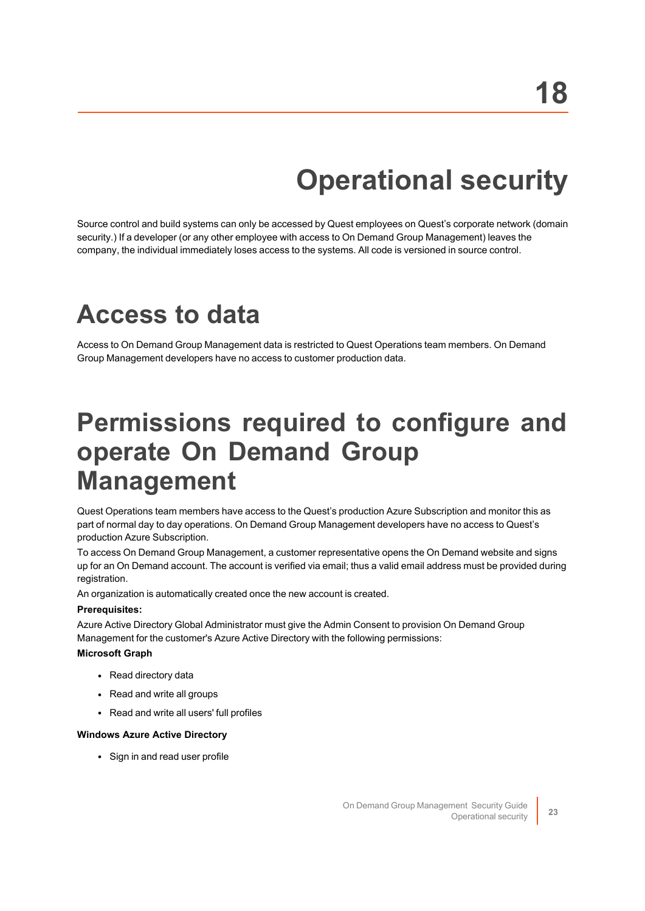# 18 Operational security

Source control and build systems can only be accessed by Quest employees on Quest's corporate network (domain security.) If a developer (or any other employee with access to On Demand Group Management) leaves the company, the individual immediately loses access to the systems. All code is versioned in source control.

## Access to data

Access to On Demand Group Management data is restricted to Quest Operations team members. On Demand Group Management developers have no access to customer production data.

## Permissions required to configure and operate On Demand Group Management

Quest Operations team members have access to the Quest's production Azure Subscription and monitor this as part of normal day to day operations. On Demand Group Management developers have no access to Quest's production Azure Subscription.

To access On Demand Group Management, a customer representative opens the On Demand website and signs up for an On Demand account. The account is verified via email; thus a valid email address must be provided during registration.

An organization is automatically created once the new account is created.

**Prerequisites:**

Azure Active Directory Global Administrator must give the Admin Consent to provision On Demand Group Management for the customer's Azure Active Directory with the following permissions:

**Microsoft Graph**

- Read directory data
- Read and write all groups
- Read and write all users' full profiles

**Windows Azure Active Directory**

- Sign in and read user profile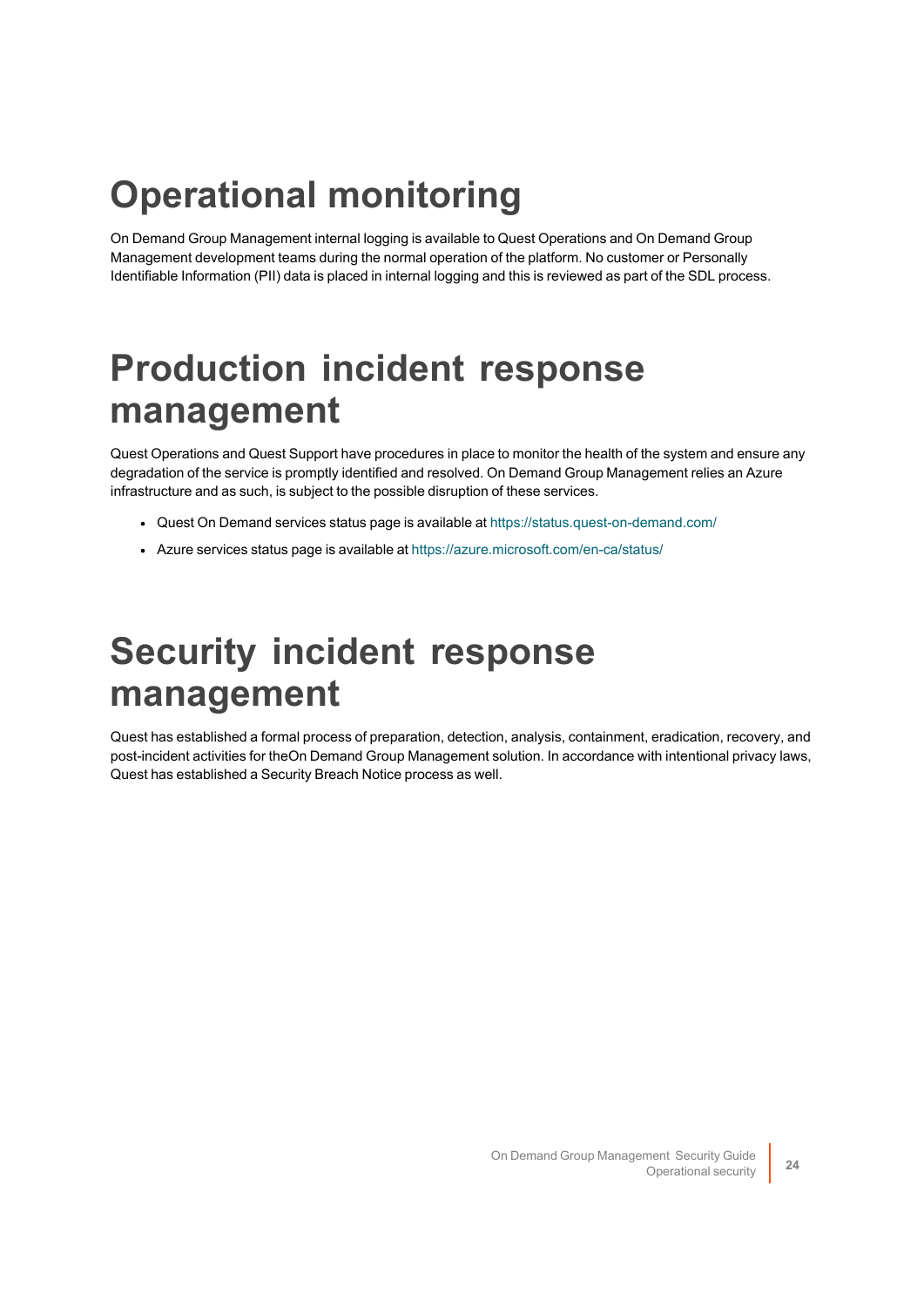# Operational monitoring

On Demand Group Management internal logging is available to Quest Operations and On Demand Group Management development teams during the normal operation of the platform. No customer or Personally Identifiable Information (PII) data is placed in internal logging and this is reviewed as part of the SDL process.

# Production incident response management

Quest Operations and Quest Support have procedures in place to monitor the health of the system and ensure any degradation of the service is promptly identified and resolved. On Demand Group Management relies an Azure infrastructure and as such, is subject to the possible disruption of these services.

- Quest On Demand services status page is available at https://status.quest-on-demand.com/
- Azure services status page is available at https://azure.microsoft.com/en-ca/status/

# Security incident response management

Quest has established a formal process of preparation, detection, analysis, containment, eradication, recovery, and post-incident activities for theOn Demand Group Management solution. In accordance with intentional privacy laws, Quest has established a Security Breach Notice process as well.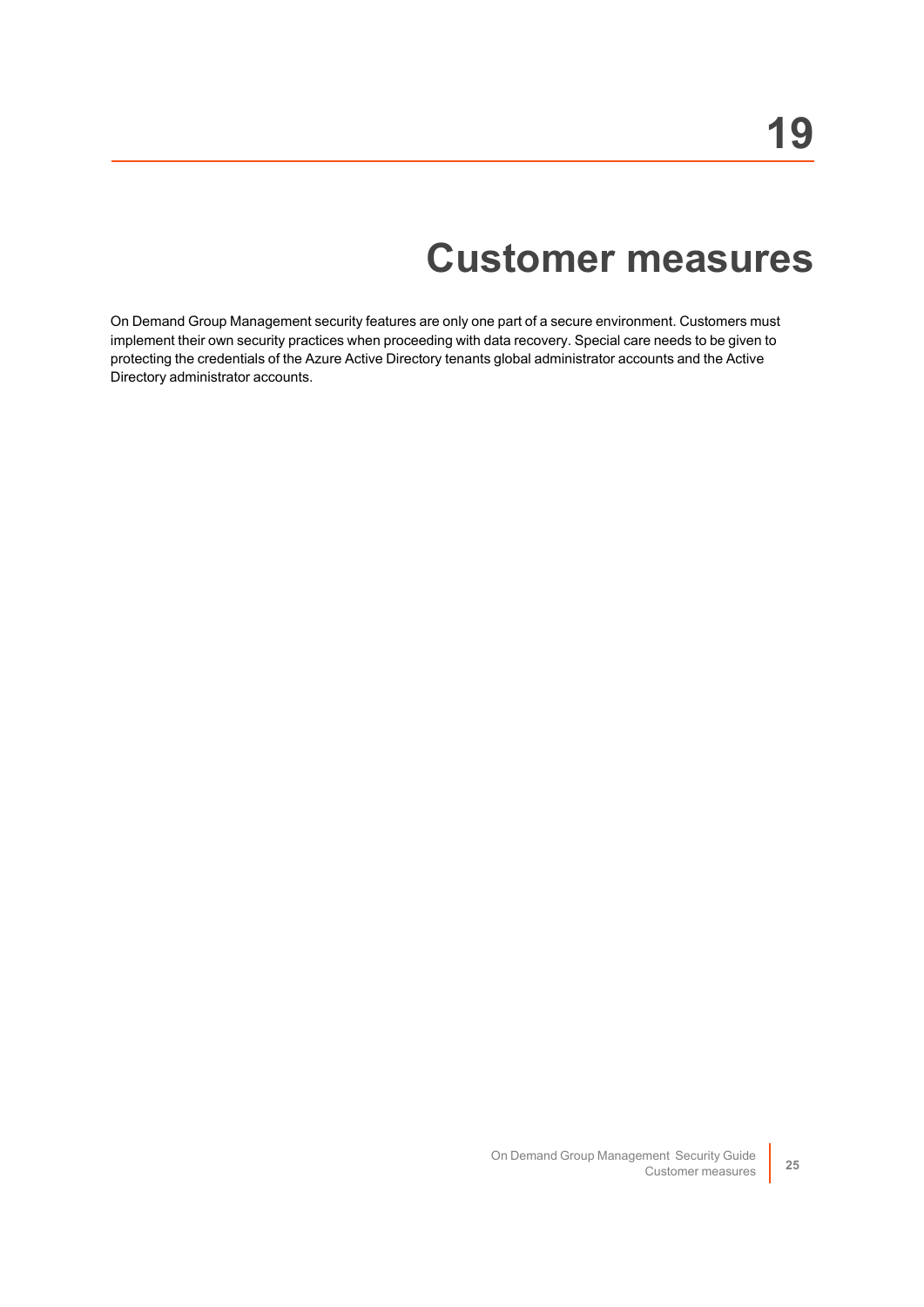# 19

# Customer measures

On Demand Group Management security features are only one part of a secure environment. Customers must implement their own security practices when proceeding with data recovery. Special care needs to be given to protecting the credentials of the Azure Active Directory tenants global administrator accounts and the Active Directory administrator accounts.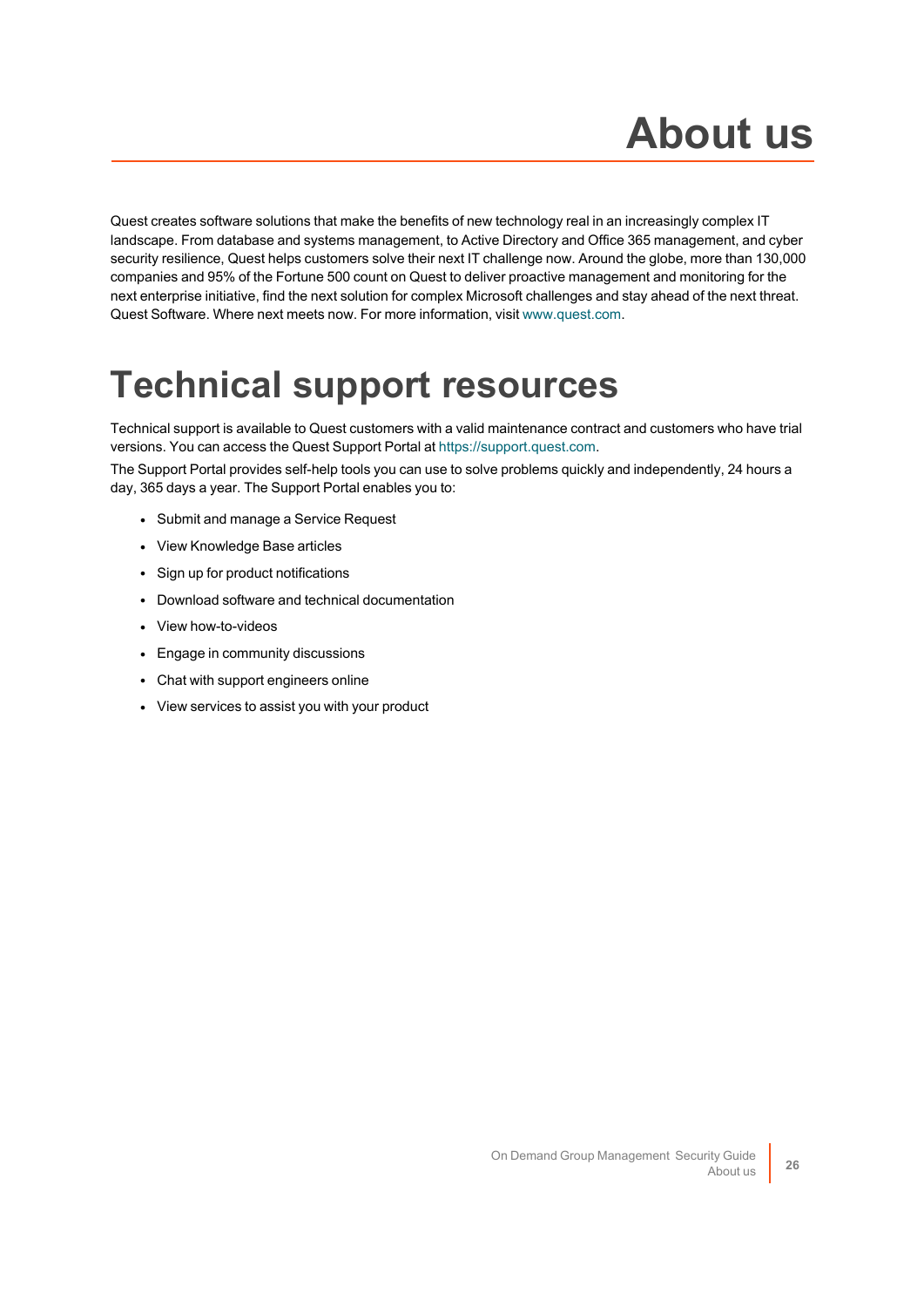# About us

Quest creates software solutions that make the benefits of new technology real in an increasingly complex IT landscape. From database and systems management, to Active Directory and Office 365 management, and cyber security resilience, Quest helps customers solve their next IT challenge now. Around the globe, more than 130,000 companies and 95% of the Fortune 500 count on Quest to deliver proactive management and monitoring for the next enterprise initiative, find the next solution for complex Microsoft challenges and stay ahead of the next threat. Quest Software. Where next meets now. For more information, visit www.quest.com.

# Technical support resources

Technical support is available to Quest customers with a valid maintenance contract and customers who have trial versions. You can access the Quest Support Portal at https://support.quest.com.

The Support Portal provides self-help tools you can use to solve problems quickly and independently, 24 hours a day, 365 days a year. The Support Portal enables you to:

- Submit and manage a Service Request
- View Knowledge Base articles
- Sign up for product notifications
- Download software and technical documentation
- View how-to-videos
- Engage in community discussions
- Chat with support engineers online
- View services to assist you with your product